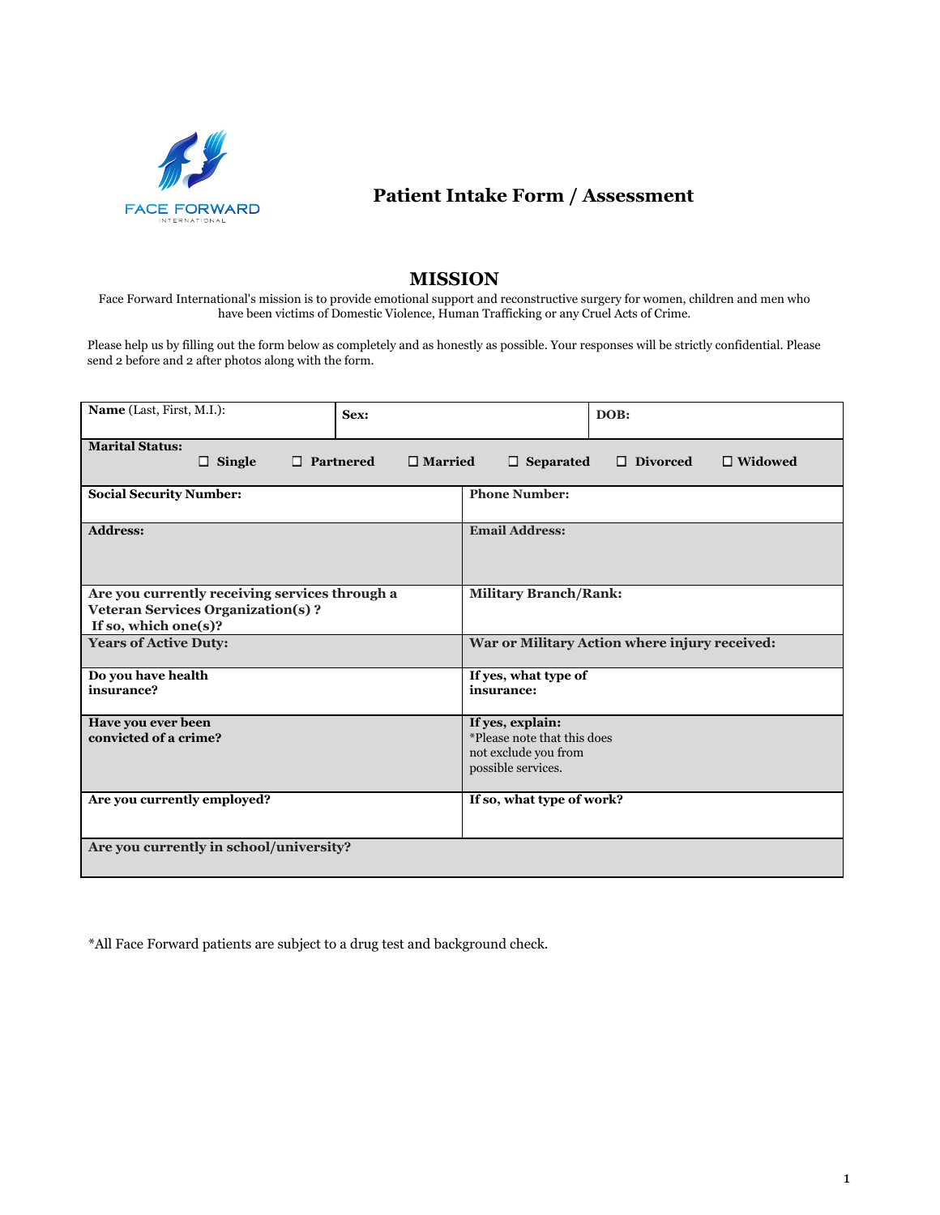FACE FORWARD INTERNATIONAL

# Patient Intake Form / Assessment

## MISSION

Face Forward International's mission is to provide emotional support and reconstructive surgery for women, children and men who have been victims of Domestic Violence, Human Trafficking or any Cruel Acts of Crime.

Please help us by filling out the form below as completely and as honestly as possible. Your responses will be strictly confidential. Please send 2 before and 2 after photos along with the form.

| **Name** (Last, First, M.I.): | **Sex:** | **DOB:** |
|---|---|---|

**Marital Status:** ☐ **Single** ☐ **Partnered** ☐ **Married** ☐ **Separated** ☐ **Divorced** ☐ **Widowed**

| | |
|---|---|
| **Social Security Number:** | **Phone Number:** |
| **Address:** | **Email Address:** |
| **Are you currently receiving services through a Veteran Services Organization(s) ? If so, which one(s)?** | **Military Branch/Rank:** |
| **Years of Active Duty:** | **War or Military Action where injury received:** |
| **Do you have health insurance?** | **If yes, what type of insurance:** |
| **Have you ever been convicted of a crime?** | **If yes, explain:** *Please note that this does not exclude you from possible services. |
| **Are you currently employed?** | **If so, what type of work?** |
| **Are you currently in school/university?** | |

*All Face Forward patients are subject to a drug test and background check.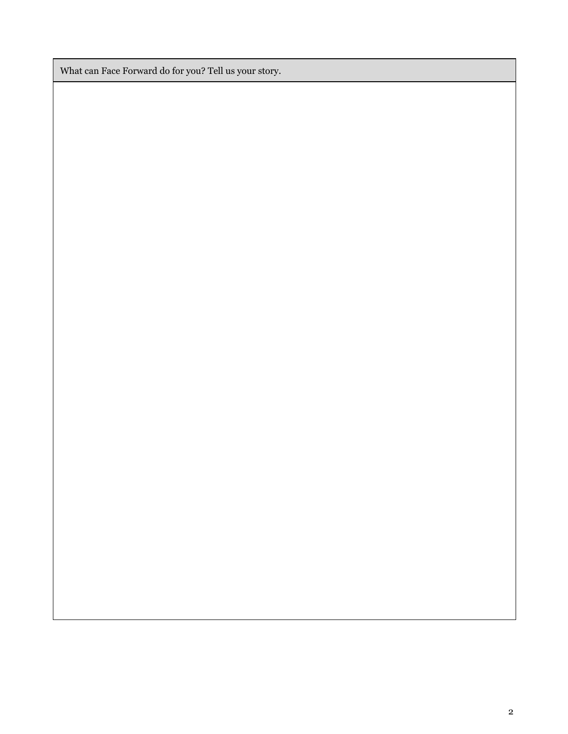| What can Face Forward do for you? Tell us your story. |
| --- |
| |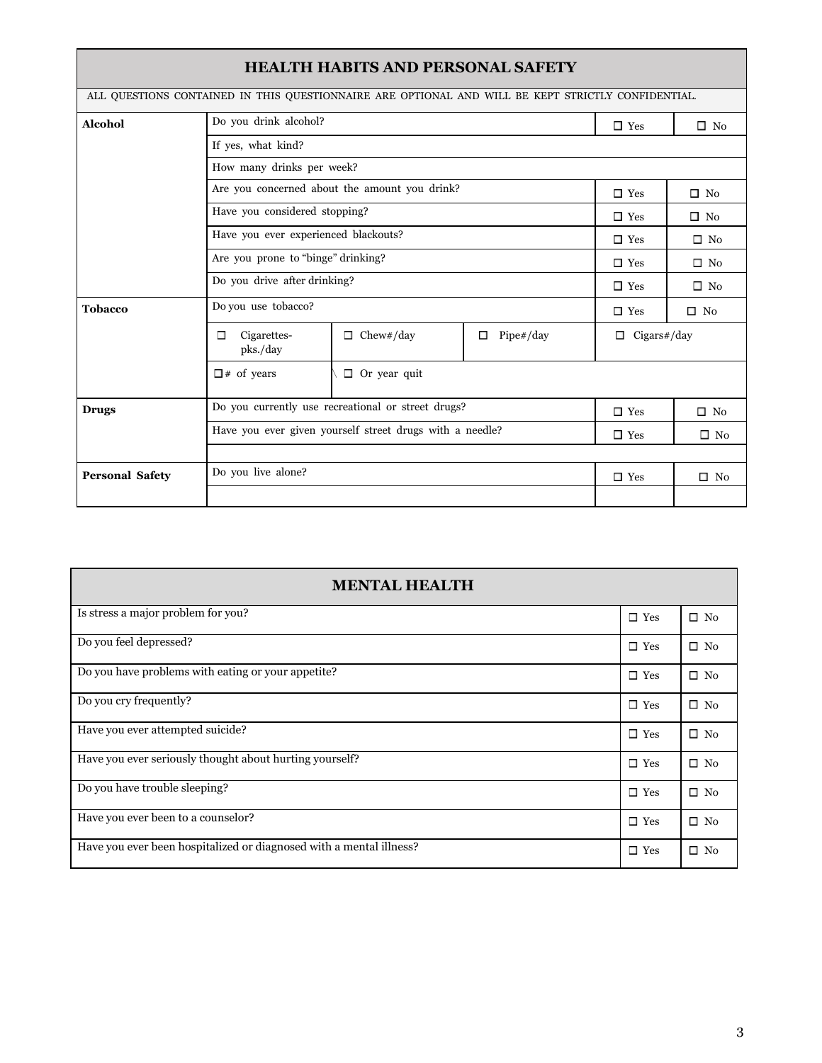## HEALTH HABITS AND PERSONAL SAFETY

ALL QUESTIONS CONTAINED IN THIS QUESTIONNAIRE ARE OPTIONAL AND WILL BE KEPT STRICTLY CONFIDENTIAL.

| | | | | | |
|---|---|---|---|---|---|
| **Alcohol** | Do you drink alcohol? | | | ☐ Yes | ☐ No |
| | If yes, what kind? | | | | |
| | How many drinks per week? | | | | |
| | Are you concerned about the amount you drink? | | | ☐ Yes | ☐ No |
| | Have you considered stopping? | | | ☐ Yes | ☐ No |
| | Have you ever experienced blackouts? | | | ☐ Yes | ☐ No |
| | Are you prone to "binge" drinking? | | | ☐ Yes | ☐ No |
| | Do you drive after drinking? | | | ☐ Yes | ☐ No |
| **Tobacco** | Do you use tobacco? | | | ☐ Yes | ☐ No |
| | ☐ Cigarettes-pks./day | ☐ Chew#/day | ☐ Pipe#/day | ☐ Cigars#/day | |
| | ☐# of years | \ ☐ Or year quit | | | |
| **Drugs** | Do you currently use recreational or street drugs? | | | ☐ Yes | ☐ No |
| | Have you ever given yourself street drugs with a needle? | | | ☐ Yes | ☐ No |
| | | | | | |
| **Personal Safety** | Do you live alone? | | | ☐ Yes | ☐ No |
| | | | | | |

## MENTAL HEALTH

| | | |
|---|---|---|
| Is stress a major problem for you? | ☐ Yes | ☐ No |
| Do you feel depressed? | ☐ Yes | ☐ No |
| Do you have problems with eating or your appetite? | ☐ Yes | ☐ No |
| Do you cry frequently? | ☐ Yes | ☐ No |
| Have you ever attempted suicide? | ☐ Yes | ☐ No |
| Have you ever seriously thought about hurting yourself? | ☐ Yes | ☐ No |
| Do you have trouble sleeping? | ☐ Yes | ☐ No |
| Have you ever been to a counselor? | ☐ Yes | ☐ No |
| Have you ever been hospitalized or diagnosed with a mental illness? | ☐ Yes | ☐ No |